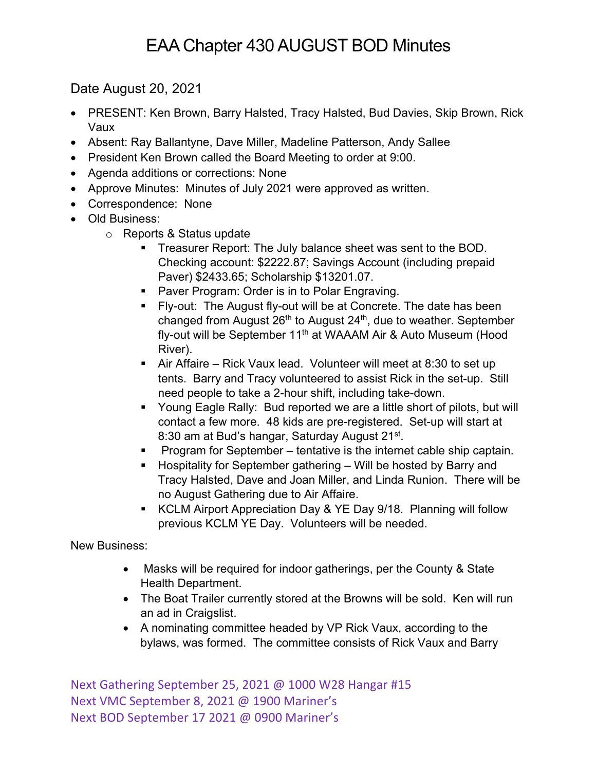# EAA Chapter 430 AUGUST BOD Minutes

Date August 20, 2021

- PRESENT: Ken Brown, Barry Halsted, Tracy Halsted, Bud Davies, Skip Brown, Rick Vaux
- Absent: Ray Ballantyne, Dave Miller, Madeline Patterson, Andy Sallee
- President Ken Brown called the Board Meeting to order at 9:00.
- Agenda additions or corrections: None
- Approve Minutes: Minutes of July 2021 were approved as written.
- Correspondence: None
- Old Business:
  - Reports & Status update
    - Treasurer Report: The July balance sheet was sent to the BOD. Checking account: $2222.87; Savings Account (including prepaid Paver) $2433.65; Scholarship $13201.07.
    - Paver Program: Order is in to Polar Engraving.
    - Fly-out: The August fly-out will be at Concrete. The date has been changed from August 26th to August 24th, due to weather. September fly-out will be September 11th at WAAAM Air & Auto Museum (Hood River).
    - Air Affaire – Rick Vaux lead. Volunteer will meet at 8:30 to set up tents. Barry and Tracy volunteered to assist Rick in the set-up. Still need people to take a 2-hour shift, including take-down.
    - Young Eagle Rally: Bud reported we are a little short of pilots, but will contact a few more. 48 kids are pre-registered. Set-up will start at 8:30 am at Bud's hangar, Saturday August 21st.
    - Program for September – tentative is the internet cable ship captain.
    - Hospitality for September gathering – Will be hosted by Barry and Tracy Halsted, Dave and Joan Miller, and Linda Runion. There will be no August Gathering due to Air Affaire.
    - KCLM Airport Appreciation Day & YE Day 9/18. Planning will follow previous KCLM YE Day. Volunteers will be needed.

New Business:

- Masks will be required for indoor gatherings, per the County & State Health Department.
- The Boat Trailer currently stored at the Browns will be sold. Ken will run an ad in Craigslist.
- A nominating committee headed by VP Rick Vaux, according to the bylaws, was formed. The committee consists of Rick Vaux and Barry

Next Gathering September 25, 2021 @ 1000 W28 Hangar #15
Next VMC September 8, 2021 @ 1900 Mariner's
Next BOD September 17 2021 @ 0900 Mariner's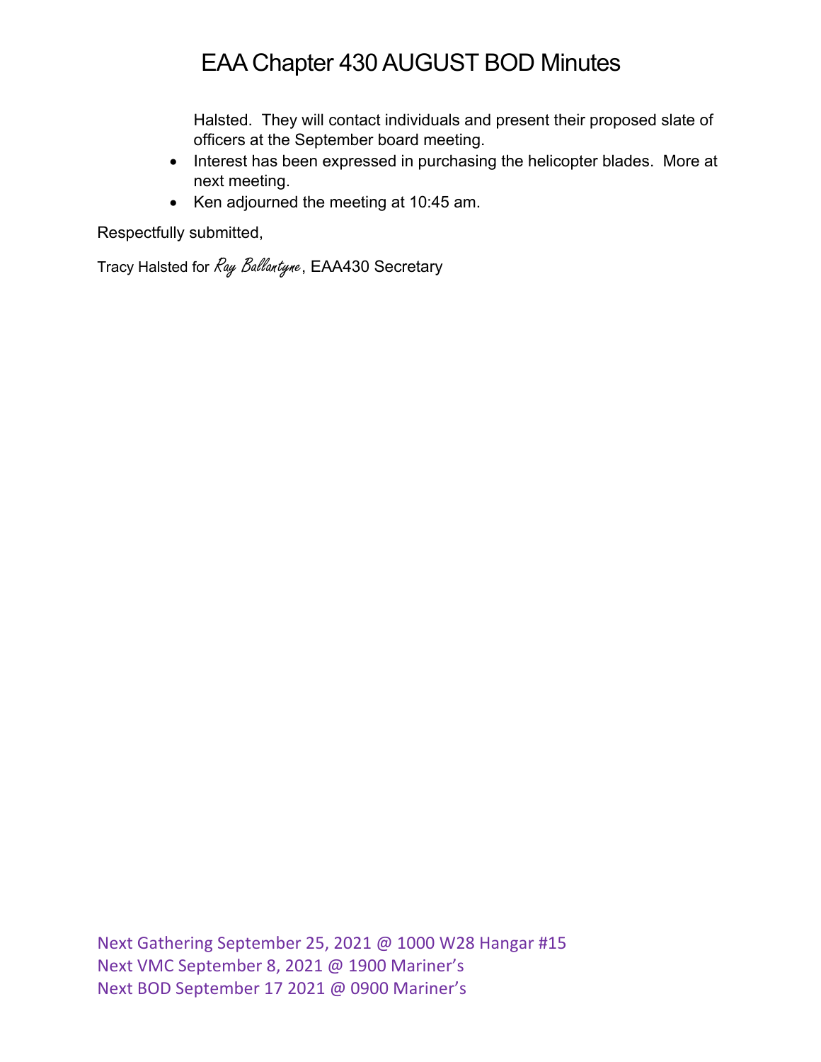- Halsted. They will contact individuals and present their proposed slate of officers at the September board meeting.
- Interest has been expressed in purchasing the helicopter blades. More at next meeting.
- Ken adjourned the meeting at 10:45 am.

Respectfully submitted,

Tracy Halsted for *Ray Ballantyne*, EAA430 Secretary

Next Gathering September 25, 2021 @ 1000 W28 Hangar #15
Next VMC September 8, 2021 @ 1900 Mariner's
Next BOD September 17 2021 @ 0900 Mariner's